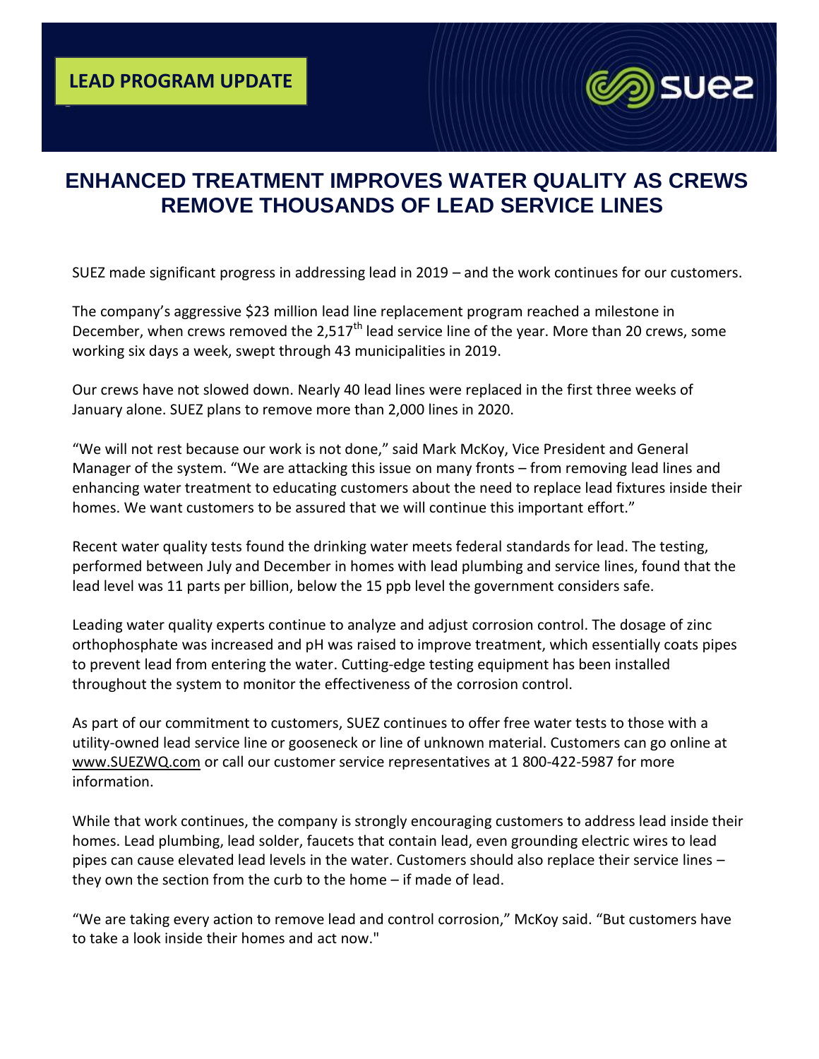**LEAD PROGRAM UPDATE**

suez

# ENHANCED TREATMENT IMPROVES WATER QUALITY AS CREWS REMOVE THOUSANDS OF LEAD SERVICE LINES

SUEZ made significant progress in addressing lead in 2019 – and the work continues for our customers.

The company's aggressive $23 million lead line replacement program reached a milestone in December, when crews removed the 2,517th lead service line of the year. More than 20 crews, some working six days a week, swept through 43 municipalities in 2019.

Our crews have not slowed down. Nearly 40 lead lines were replaced in the first three weeks of January alone. SUEZ plans to remove more than 2,000 lines in 2020.

"We will not rest because our work is not done," said Mark McKoy, Vice President and General Manager of the system. "We are attacking this issue on many fronts – from removing lead lines and enhancing water treatment to educating customers about the need to replace lead fixtures inside their homes. We want customers to be assured that we will continue this important effort."

Recent water quality tests found the drinking water meets federal standards for lead. The testing, performed between July and December in homes with lead plumbing and service lines, found that the lead level was 11 parts per billion, below the 15 ppb level the government considers safe.

Leading water quality experts continue to analyze and adjust corrosion control. The dosage of zinc orthophosphate was increased and pH was raised to improve treatment, which essentially coats pipes to prevent lead from entering the water. Cutting-edge testing equipment has been installed throughout the system to monitor the effectiveness of the corrosion control.

As part of our commitment to customers, SUEZ continues to offer free water tests to those with a utility-owned lead service line or gooseneck or line of unknown material. Customers can go online at www.SUEZWQ.com or call our customer service representatives at 1 800-422-5987 for more information.

While that work continues, the company is strongly encouraging customers to address lead inside their homes. Lead plumbing, lead solder, faucets that contain lead, even grounding electric wires to lead pipes can cause elevated lead levels in the water. Customers should also replace their service lines – they own the section from the curb to the home – if made of lead.

"We are taking every action to remove lead and control corrosion," McKoy said. "But customers have to take a look inside their homes and act now."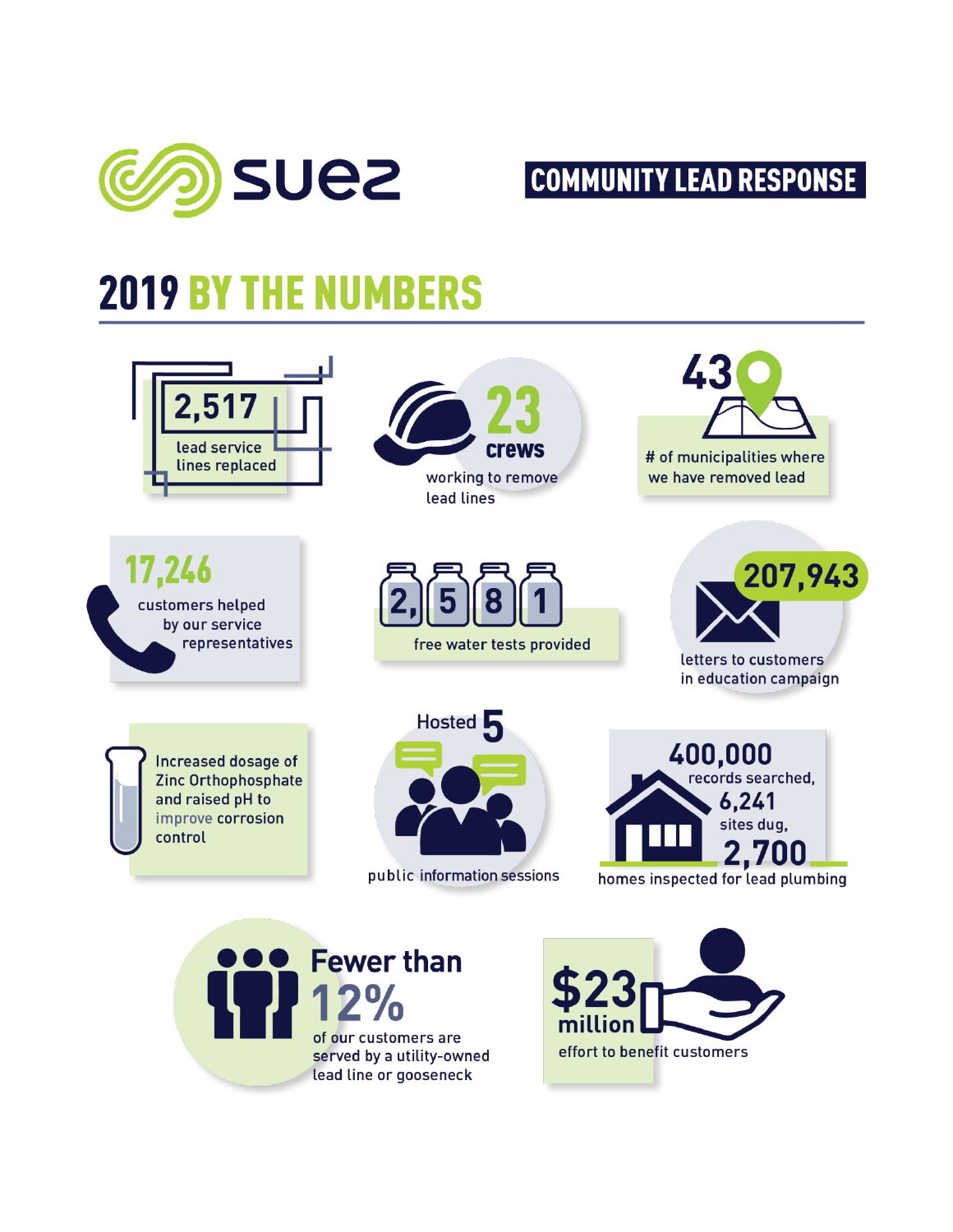suez

**COMMUNITY LEAD RESPONSE**

# 2019 BY THE NUMBERS

**2,517**
lead service lines replaced

**23 crews**
working to remove lead lines

**43**
# of municipalities where we have removed lead

**17,246**
customers helped by our service representatives

**2,581**
free water tests provided

**207,943**
letters to customers in education campaign

Increased dosage of Zinc Orthophosphate and raised pH to improve corrosion control

Hosted **5**
public information sessions

**400,000** records searched,
**6,241** sites dug,
**2,700** homes inspected for lead plumbing

**Fewer than 12%**
of our customers are served by a utility-owned lead line or gooseneck

**$23 million**
effort to benefit customers